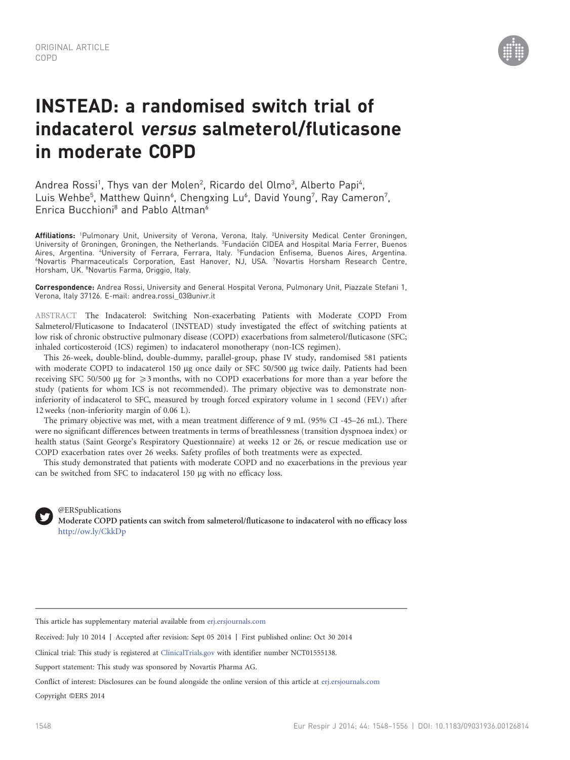ORIGINAL ARTICLE
COPD

# INSTEAD: a randomised switch trial of indacaterol *versus* salmeterol/fluticasone in moderate COPD

Andrea Rossi[1], Thys van der Molen[2], Ricardo del Olmo[3], Alberto Papi[4], Luis Wehbe[5], Matthew Quinn[6], Chengxing Lu[6], David Young[7], Ray Cameron[7], Enrica Bucchioni[8] and Pablo Altman[6]

**Affiliations:** [1]Pulmonary Unit, University of Verona, Verona, Italy. [2]University Medical Center Groningen, University of Groningen, Groningen, the Netherlands. [3]Fundación CIDEA and Hospital Maria Ferrer, Buenos Aires, Argentina. [4]University of Ferrara, Ferrara, Italy. [5]Fundacion Enfisema, Buenos Aires, Argentina. [6]Novartis Pharmaceuticals Corporation, East Hanover, NJ, USA. [7]Novartis Horsham Research Centre, Horsham, UK. [8]Novartis Farma, Origgio, Italy.

**Correspondence:** Andrea Rossi, University and General Hospital Verona, Pulmonary Unit, Piazzale Stefani 1, Verona, Italy 37126. E-mail: andrea.rossi_03@univr.it

ABSTRACT The Indacaterol: Switching Non-exacerbating Patients with Moderate COPD From Salmeterol/Fluticasone to Indacaterol (INSTEAD) study investigated the effect of switching patients at low risk of chronic obstructive pulmonary disease (COPD) exacerbations from salmeterol/fluticasone (SFC; inhaled corticosteroid (ICS) regimen) to indacaterol monotherapy (non-ICS regimen).

This 26-week, double-blind, double-dummy, parallel-group, phase IV study, randomised 581 patients with moderate COPD to indacaterol 150 µg once daily or SFC 50/500 µg twice daily. Patients had been receiving SFC 50/500 µg for ⩾3 months, with no COPD exacerbations for more than a year before the study (patients for whom ICS is not recommended). The primary objective was to demonstrate non-inferiority of indacaterol to SFC, measured by trough forced expiratory volume in 1 second (FEV1) after 12 weeks (non-inferiority margin of 0.06 L).

The primary objective was met, with a mean treatment difference of 9 mL (95% CI -45–26 mL). There were no significant differences between treatments in terms of breathlessness (transition dyspnoea index) or health status (Saint George's Respiratory Questionnaire) at weeks 12 or 26, or rescue medication use or COPD exacerbation rates over 26 weeks. Safety profiles of both treatments were as expected.

This study demonstrated that patients with moderate COPD and no exacerbations in the previous year can be switched from SFC to indacaterol 150 µg with no efficacy loss.

@ERSpublications
**Moderate COPD patients can switch from salmeterol/fluticasone to indacaterol with no efficacy loss** http://ow.ly/CkkDp

This article has supplementary material available from erj.ersjournals.com

Received: July 10 2014 | Accepted after revision: Sept 05 2014 | First published online: Oct 30 2014

Clinical trial: This study is registered at ClinicalTrials.gov with identifier number NCT01555138.

Support statement: This study was sponsored by Novartis Pharma AG.

Conflict of interest: Disclosures can be found alongside the online version of this article at erj.ersjournals.com

Copyright ©ERS 2014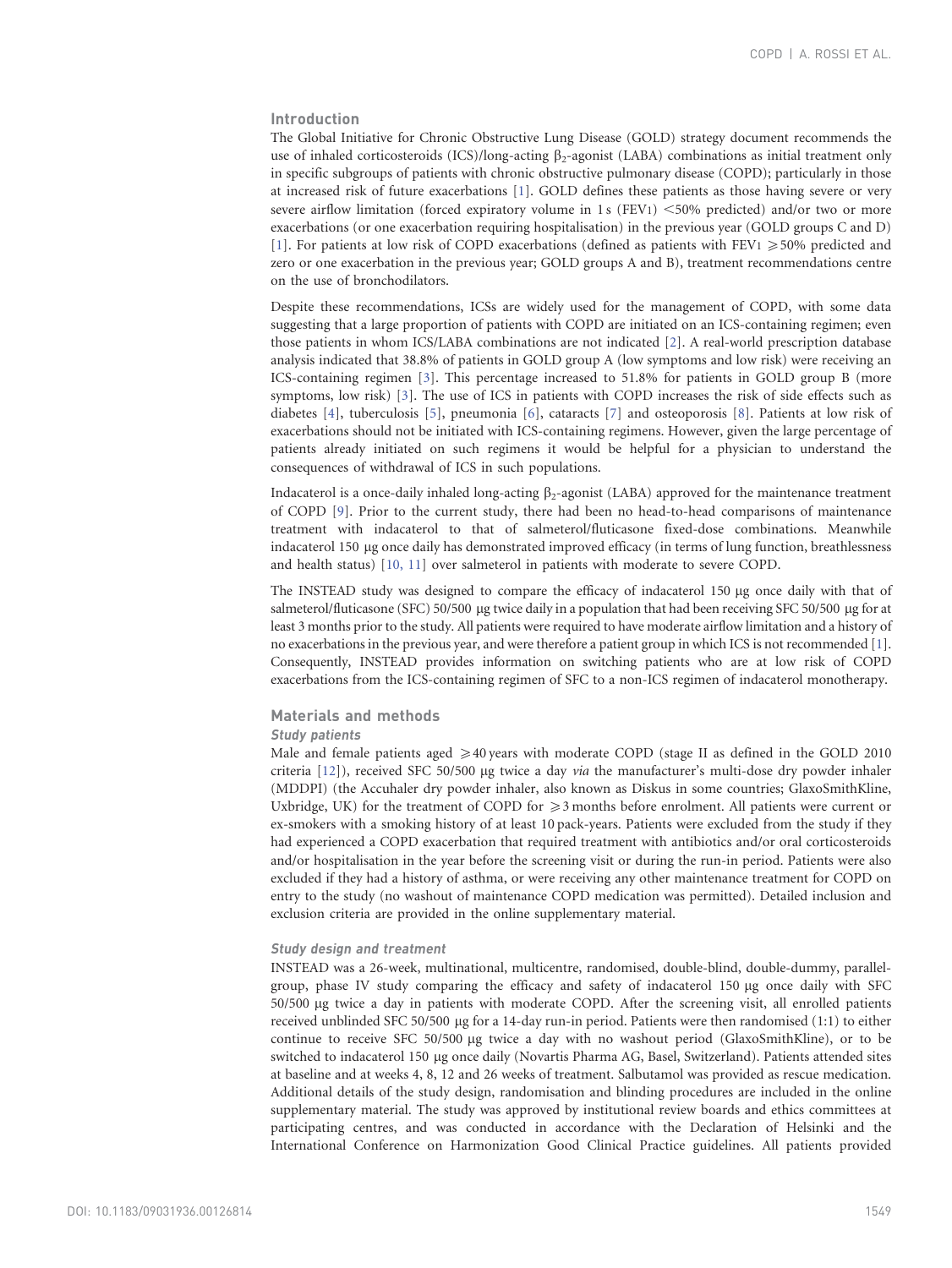## Introduction

The Global Initiative for Chronic Obstructive Lung Disease (GOLD) strategy document recommends the use of inhaled corticosteroids (ICS)/long-acting $\beta_2$-agonist (LABA) combinations as initial treatment only in specific subgroups of patients with chronic obstructive pulmonary disease (COPD); particularly in those at increased risk of future exacerbations [1]. GOLD defines these patients as those having severe or very severe airflow limitation (forced expiratory volume in 1 s (FEV1) <50% predicted) and/or two or more exacerbations (or one exacerbation requiring hospitalisation) in the previous year (GOLD groups C and D) [1]. For patients at low risk of COPD exacerbations (defined as patients with FEV1 ⩾50% predicted and zero or one exacerbation in the previous year; GOLD groups A and B), treatment recommendations centre on the use of bronchodilators.

Despite these recommendations, ICSs are widely used for the management of COPD, with some data suggesting that a large proportion of patients with COPD are initiated on an ICS-containing regimen; even those patients in whom ICS/LABA combinations are not indicated [2]. A real-world prescription database analysis indicated that 38.8% of patients in GOLD group A (low symptoms and low risk) were receiving an ICS-containing regimen [3]. This percentage increased to 51.8% for patients in GOLD group B (more symptoms, low risk) [3]. The use of ICS in patients with COPD increases the risk of side effects such as diabetes [4], tuberculosis [5], pneumonia [6], cataracts [7] and osteoporosis [8]. Patients at low risk of exacerbations should not be initiated with ICS-containing regimens. However, given the large percentage of patients already initiated on such regimens it would be helpful for a physician to understand the consequences of withdrawal of ICS in such populations.

Indacaterol is a once-daily inhaled long-acting $\beta_2$-agonist (LABA) approved for the maintenance treatment of COPD [9]. Prior to the current study, there had been no head-to-head comparisons of maintenance treatment with indacaterol to that of salmeterol/fluticasone fixed-dose combinations. Meanwhile indacaterol 150 µg once daily has demonstrated improved efficacy (in terms of lung function, breathlessness and health status) [10, 11] over salmeterol in patients with moderate to severe COPD.

The INSTEAD study was designed to compare the efficacy of indacaterol 150 µg once daily with that of salmeterol/fluticasone (SFC) 50/500 µg twice daily in a population that had been receiving SFC 50/500 µg for at least 3 months prior to the study. All patients were required to have moderate airflow limitation and a history of no exacerbations in the previous year, and were therefore a patient group in which ICS is not recommended [1]. Consequently, INSTEAD provides information on switching patients who are at low risk of COPD exacerbations from the ICS-containing regimen of SFC to a non-ICS regimen of indacaterol monotherapy.

## Materials and methods

### Study patients

Male and female patients aged ⩾40 years with moderate COPD (stage II as defined in the GOLD 2010 criteria [12]), received SFC 50/500 µg twice a day *via* the manufacturer's multi-dose dry powder inhaler (MDDPI) (the Accuhaler dry powder inhaler, also known as Diskus in some countries; GlaxoSmithKline, Uxbridge, UK) for the treatment of COPD for ⩾3 months before enrolment. All patients were current or ex-smokers with a smoking history of at least 10 pack-years. Patients were excluded from the study if they had experienced a COPD exacerbation that required treatment with antibiotics and/or oral corticosteroids and/or hospitalisation in the year before the screening visit or during the run-in period. Patients were also excluded if they had a history of asthma, or were receiving any other maintenance treatment for COPD on entry to the study (no washout of maintenance COPD medication was permitted). Detailed inclusion and exclusion criteria are provided in the online supplementary material.

### Study design and treatment

INSTEAD was a 26-week, multinational, multicentre, randomised, double-blind, double-dummy, parallel-group, phase IV study comparing the efficacy and safety of indacaterol 150 µg once daily with SFC 50/500 µg twice a day in patients with moderate COPD. After the screening visit, all enrolled patients received unblinded SFC 50/500 µg for a 14-day run-in period. Patients were then randomised (1:1) to either continue to receive SFC 50/500 µg twice a day with no washout period (GlaxoSmithKline), or to be switched to indacaterol 150 µg once daily (Novartis Pharma AG, Basel, Switzerland). Patients attended sites at baseline and at weeks 4, 8, 12 and 26 weeks of treatment. Salbutamol was provided as rescue medication. Additional details of the study design, randomisation and blinding procedures are included in the online supplementary material. The study was approved by institutional review boards and ethics committees at participating centres, and was conducted in accordance with the Declaration of Helsinki and the International Conference on Harmonization Good Clinical Practice guidelines. All patients provided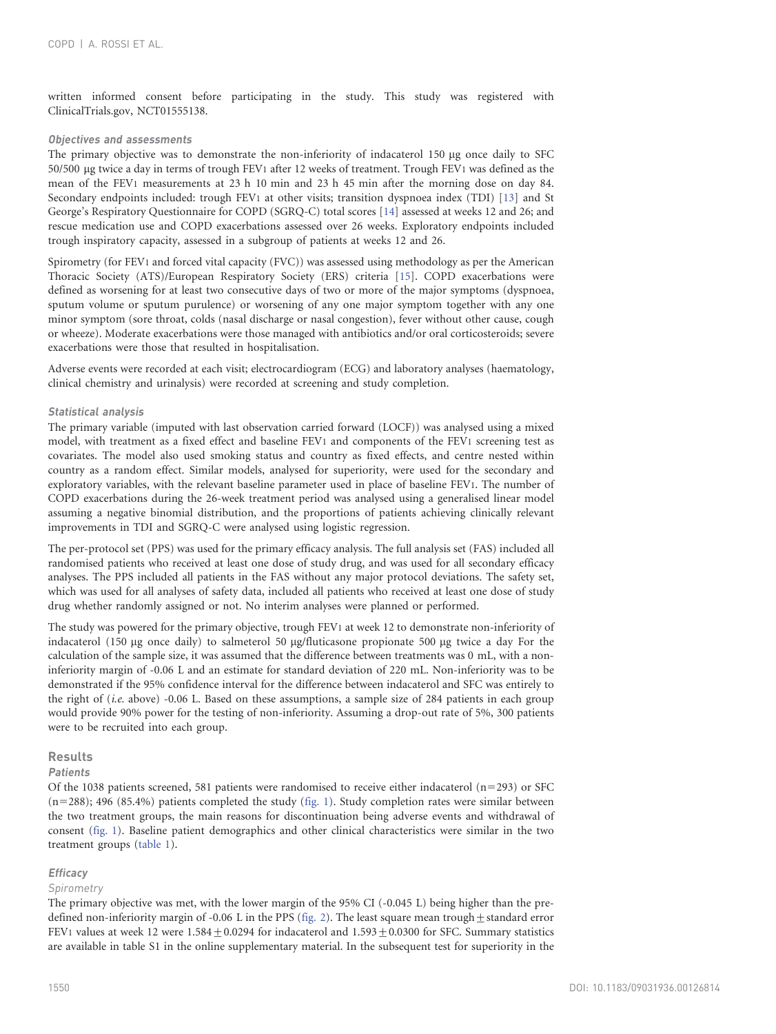written informed consent before participating in the study. This study was registered with ClinicalTrials.gov, NCT01555138.

### *Objectives and assessments*

The primary objective was to demonstrate the non-inferiority of indacaterol 150 µg once daily to SFC 50/500 µg twice a day in terms of trough $FEV_1$ after 12 weeks of treatment. Trough $FEV_1$ was defined as the mean of the $FEV_1$ measurements at 23 h 10 min and 23 h 45 min after the morning dose on day 84. Secondary endpoints included: trough $FEV_1$ at other visits; transition dyspnoea index (TDI) [13] and St George's Respiratory Questionnaire for COPD (SGRQ-C) total scores [14] assessed at weeks 12 and 26; and rescue medication use and COPD exacerbations assessed over 26 weeks. Exploratory endpoints included trough inspiratory capacity, assessed in a subgroup of patients at weeks 12 and 26.

Spirometry (for $FEV_1$ and forced vital capacity (FVC)) was assessed using methodology as per the American Thoracic Society (ATS)/European Respiratory Society (ERS) criteria [15]. COPD exacerbations were defined as worsening for at least two consecutive days of two or more of the major symptoms (dyspnoea, sputum volume or sputum purulence) or worsening of any one major symptom together with any one minor symptom (sore throat, colds (nasal discharge or nasal congestion), fever without other cause, cough or wheeze). Moderate exacerbations were those managed with antibiotics and/or oral corticosteroids; severe exacerbations were those that resulted in hospitalisation.

Adverse events were recorded at each visit; electrocardiogram (ECG) and laboratory analyses (haematology, clinical chemistry and urinalysis) were recorded at screening and study completion.

### *Statistical analysis*

The primary variable (imputed with last observation carried forward (LOCF)) was analysed using a mixed model, with treatment as a fixed effect and baseline $FEV_1$ and components of the $FEV_1$ screening test as covariates. The model also used smoking status and country as fixed effects, and centre nested within country as a random effect. Similar models, analysed for superiority, were used for the secondary and exploratory variables, with the relevant baseline parameter used in place of baseline $FEV_1$. The number of COPD exacerbations during the 26-week treatment period was analysed using a generalised linear model assuming a negative binomial distribution, and the proportions of patients achieving clinically relevant improvements in TDI and SGRQ-C were analysed using logistic regression.

The per-protocol set (PPS) was used for the primary efficacy analysis. The full analysis set (FAS) included all randomised patients who received at least one dose of study drug, and was used for all secondary efficacy analyses. The PPS included all patients in the FAS without any major protocol deviations. The safety set, which was used for all analyses of safety data, included all patients who received at least one dose of study drug whether randomly assigned or not. No interim analyses were planned or performed.

The study was powered for the primary objective, trough $FEV_1$ at week 12 to demonstrate non-inferiority of indacaterol (150 µg once daily) to salmeterol 50 µg/fluticasone propionate 500 µg twice a day For the calculation of the sample size, it was assumed that the difference between treatments was 0 mL, with a non-inferiority margin of -0.06 L and an estimate for standard deviation of 220 mL. Non-inferiority was to be demonstrated if the 95% confidence interval for the difference between indacaterol and SFC was entirely to the right of (*i.e.* above) -0.06 L. Based on these assumptions, a sample size of 284 patients in each group would provide 90% power for the testing of non-inferiority. Assuming a drop-out rate of 5%, 300 patients were to be recruited into each group.

## Results

### *Patients*

Of the 1038 patients screened, 581 patients were randomised to receive either indacaterol (n=293) or SFC (n=288); 496 (85.4%) patients completed the study (fig. 1). Study completion rates were similar between the two treatment groups, the main reasons for discontinuation being adverse events and withdrawal of consent (fig. 1). Baseline patient demographics and other clinical characteristics were similar in the two treatment groups (table 1).

### *Efficacy*

#### *Spirometry*

The primary objective was met, with the lower margin of the 95% CI (-0.045 L) being higher than the pre-defined non-inferiority margin of -0.06 L in the PPS (fig. 2). The least square mean trough $\pm$ standard error $FEV_1$ values at week 12 were $1.584 \pm 0.0294$ for indacaterol and $1.593 \pm 0.0300$ for SFC. Summary statistics are available in table S1 in the online supplementary material. In the subsequent test for superiority in the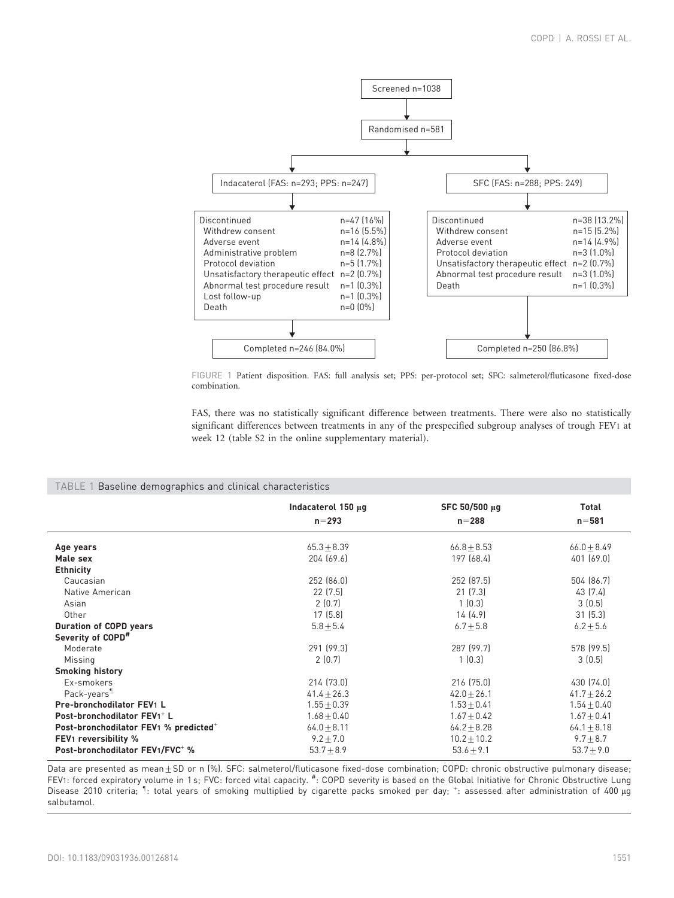Screened n=1038

Randomised n=581

| Indacaterol (FAS: n=293; PPS: n=247) | | SFC (FAS: n=288; PPS: 249) | |
|---|---|---|---|
| Discontinued | n=47 (16%) | Discontinued | n=38 (13.2%) |
| Withdrew consent | n=16 (5.5%) | Withdrew consent | n=15 (5.2%) |
| Adverse event | n=14 (4.8%) | Adverse event | n=14 (4.9%) |
| Administrative problem | n=8 (2.7%) | Protocol deviation | n=3 (1.0%) |
| Protocol deviation | n=5 (1.7%) | Unsatisfactory therapeutic effect | n=2 (0.7%) |
| Unsatisfactory therapeutic effect | n=2 (0.7%) | Abnormal test procedure result | n=3 (1.0%) |
| Abnormal test procedure result | n=1 (0.3%) | Death | n=1 (0.3%) |
| Lost follow-up | n=1 (0.3%) | | |
| Death | n=0 (0%) | | |
| Completed n=246 (84.0%) | | Completed n=250 (86.8%) | |

FIGURE 1 Patient disposition. FAS: full analysis set; PPS: per-protocol set; SFC: salmeterol/fluticasone fixed-dose combination.

FAS, there was no statistically significant difference between treatments. There were also no statistically significant differences between treatments in any of the prespecified subgroup analyses of trough $FEV_1$ at week 12 (table S2 in the online supplementary material).

TABLE 1 Baseline demographics and clinical characteristics

| | Indacaterol 150 µg n=293 | SFC 50/500 µg n=288 | Total n=581 |
|---|---|---|---|
| **Age years** | 65.3±8.39 | 66.8±8.53 | 66.0±8.49 |
| **Male sex** | 204 (69.6) | 197 (68.4) | 401 (69.0) |
| **Ethnicity** | | | |
| Caucasian | 252 (86.0) | 252 (87.5) | 504 (86.7) |
| Native American | 22 (7.5) | 21 (7.3) | 43 (7.4) |
| Asian | 2 (0.7) | 1 (0.3) | 3 (0.5) |
| Other | 17 (5.8) | 14 (4.9) | 31 (5.3) |
| **Duration of COPD years** | 5.8±5.4 | 6.7±5.8 | 6.2±5.6 |
| **Severity of COPD**[#] | | | |
| Moderate | 291 (99.3) | 287 (99.7) | 578 (99.5) |
| Missing | 2 (0.7) | 1 (0.3) | 3 (0.5) |
| **Smoking history** | | | |
| Ex-smokers | 214 (73.0) | 216 (75.0) | 430 (74.0) |
| Pack-years[¶] | 41.4±26.3 | 42.0±26.1 | 41.7±26.2 |
| **Pre-bronchodilator $FEV_1$ L** | 1.55±0.39 | 1.53±0.41 | 1.54±0.40 |
| **Post-bronchodilator $FEV_1$[+] L** | 1.68±0.40 | 1.67±0.42 | 1.67±0.41 |
| **Post-bronchodilator $FEV_1$ % predicted**[+] | 64.0±8.11 | 64.2±8.28 | 64.1±8.18 |
| **$FEV_1$ reversibility %** | 9.2±7.0 | 10.2±10.2 | 9.7±8.7 |
| **Post-bronchodilator $FEV_1$/FVC[+] %** | 53.7±8.9 | 53.6±9.1 | 53.7±9.0 |

Data are presented as mean±SD or n (%). SFC: salmeterol/fluticasone fixed-dose combination; COPD: chronic obstructive pulmonary disease; $FEV_1$: forced expiratory volume in 1 s; FVC: forced vital capacity. [#]: COPD severity is based on the Global Initiative for Chronic Obstructive Lung Disease 2010 criteria; [¶]: total years of smoking multiplied by cigarette packs smoked per day; [+]: assessed after administration of 400 µg salbutamol.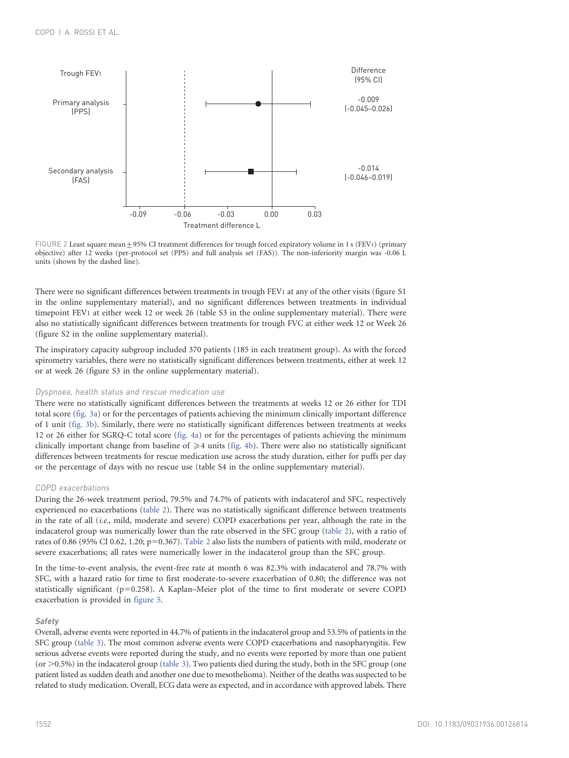FIGURE 2 Least square mean ± 95% CI treatment differences for trough forced expiratory volume in 1 s ($FEV_1$) (primary objective) after 12 weeks (per-protocol set (PPS) and full analysis set (FAS)). The non-inferiority margin was -0.06 L units (shown by the dashed line).

There were no significant differences between treatments in trough $FEV_1$ at any of the other visits (figure S1 in the online supplementary material), and no significant differences between treatments in individual timepoint $FEV_1$ at either week 12 or week 26 (table S3 in the online supplementary material). There were also no statistically significant differences between treatments for trough FVC at either week 12 or Week 26 (figure S2 in the online supplementary material).

The inspiratory capacity subgroup included 370 patients (185 in each treatment group). As with the forced spirometry variables, there were no statistically significant differences between treatments, either at week 12 or at week 26 (figure S3 in the online supplementary material).

### *Dyspnoea, health status and rescue medication use*

There were no statistically significant differences between the treatments at weeks 12 or 26 either for TDI total score (fig. 3a) or for the percentages of patients achieving the minimum clinically important difference of 1 unit (fig. 3b). Similarly, there were no statistically significant differences between treatments at weeks 12 or 26 either for SGRQ-C total score (fig. 4a) or for the percentages of patients achieving the minimum clinically important change from baseline of $\geqslant 4$ units (fig. 4b). There were also no statistically significant differences between treatments for rescue medication use across the study duration, either for puffs per day or the percentage of days with no rescue use (table S4 in the online supplementary material).

### *COPD exacerbations*

During the 26-week treatment period, 79.5% and 74.7% of patients with indacaterol and SFC, respectively experienced no exacerbations (table 2). There was no statistically significant difference between treatments in the rate of all (*i.e.*, mild, moderate and severe) COPD exacerbations per year, although the rate in the indacaterol group was numerically lower than the rate observed in the SFC group (table 2), with a ratio of rates of 0.86 (95% CI 0.62, 1.20; $p=0.367$). Table 2 also lists the numbers of patients with mild, moderate or severe exacerbations; all rates were numerically lower in the indacaterol group than the SFC group.

In the time-to-event analysis, the event-free rate at month 6 was 82.3% with indacaterol and 78.7% with SFC, with a hazard ratio for time to first moderate-to-severe exacerbation of 0.80; the difference was not statistically significant ($p=0.258$). A Kaplan–Meier plot of the time to first moderate or severe COPD exacerbation is provided in figure 5.

### Safety

Overall, adverse events were reported in 44.7% of patients in the indacaterol group and 53.5% of patients in the SFC group (table 3). The most common adverse events were COPD exacerbations and nasopharyngitis. Few serious adverse events were reported during the study, and no events were reported by more than one patient (or >0.5%) in the indacaterol group (table 3). Two patients died during the study, both in the SFC group (one patient listed as sudden death and another one due to mesothelioma). Neither of the deaths was suspected to be related to study medication. Overall, ECG data were as expected, and in accordance with approved labels. There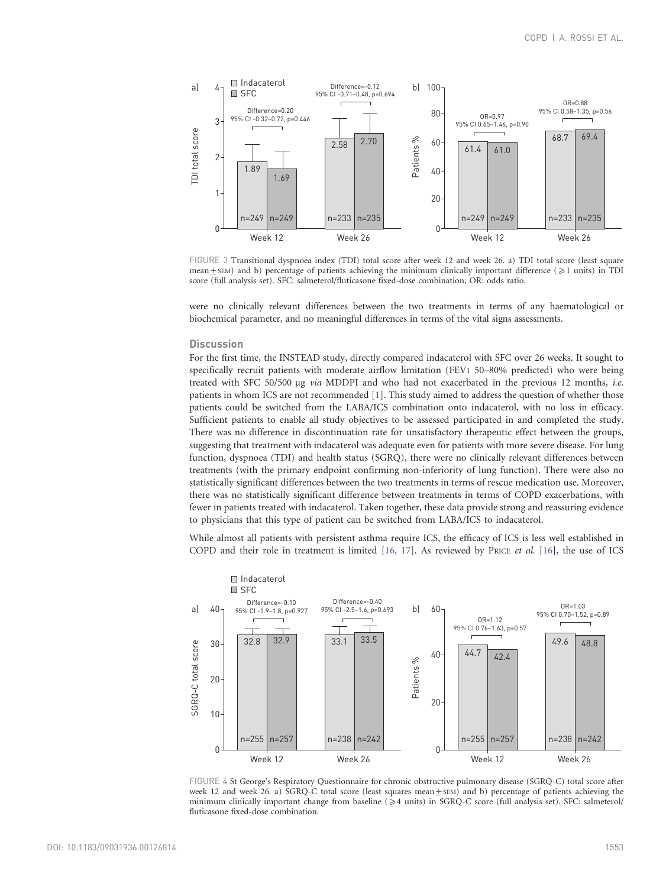FIGURE 3 Transitional dyspnoea index (TDI) total score after week 12 and week 26. a) TDI total score (least square mean±SEM) and b) percentage of patients achieving the minimum clinically important difference (⩾1 units) in TDI score (full analysis set). SFC: salmeterol/fluticasone fixed-dose combination; OR: odds ratio.

were no clinically relevant differences between the two treatments in terms of any haematological or biochemical parameter, and no meaningful differences in terms of the vital signs assessments.

## Discussion

For the first time, the INSTEAD study, directly compared indacaterol with SFC over 26 weeks. It sought to specifically recruit patients with moderate airflow limitation ($FEV_1$ 50–80% predicted) who were being treated with SFC 50/500 µg *via* MDDPI and who had not exacerbated in the previous 12 months, *i.e.* patients in whom ICS are not recommended [1]. This study aimed to address the question of whether those patients could be switched from the LABA/ICS combination onto indacaterol, with no loss in efficacy. Sufficient patients to enable all study objectives to be assessed participated in and completed the study. There was no difference in discontinuation rate for unsatisfactory therapeutic effect between the groups, suggesting that treatment with indacaterol was adequate even for patients with more severe disease. For lung function, dyspnoea (TDI) and health status (SGRQ), there were no clinically relevant differences between treatments (with the primary endpoint confirming non-inferiority of lung function). There were also no statistically significant differences between the two treatments in terms of rescue medication use. Moreover, there was no statistically significant difference between treatments in terms of COPD exacerbations, with fewer in patients treated with indacaterol. Taken together, these data provide strong and reassuring evidence to physicians that this type of patient can be switched from LABA/ICS to indacaterol.

While almost all patients with persistent asthma require ICS, the efficacy of ICS is less well established in COPD and their role in treatment is limited [16, 17]. As reviewed by PRICE *et al.* [16], the use of ICS

FIGURE 4 St George's Respiratory Questionnaire for chronic obstructive pulmonary disease (SGRQ-C) total score after week 12 and week 26. a) SGRQ-C total score (least squares mean±SEM) and b) percentage of patients achieving the minimum clinically important change from baseline (⩾4 units) in SGRQ-C score (full analysis set). SFC: salmeterol/fluticasone fixed-dose combination.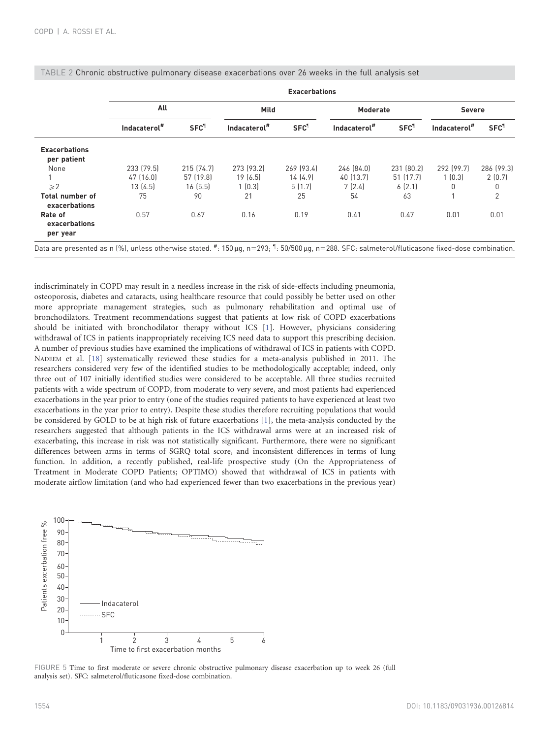TABLE 2 Chronic obstructive pulmonary disease exacerbations over 26 weeks in the full analysis set

| | Exacerbations | | | | | | | |
|---|---|---|---|---|---|---|---|---|
| | All | | Mild | | Moderate | | Severe | |
| | Indacaterol[#] | SFC[¶] | Indacaterol[#] | SFC[¶] | Indacaterol[#] | SFC[¶] | Indacaterol[#] | SFC[¶] |
| **Exacerbations per patient** | | | | | | | | |
| None | 233 (79.5) | 215 (74.7) | 273 (93.2) | 269 (93.4) | 246 (84.0) | 231 (80.2) | 292 (99.7) | 286 (99.3) |
| 1 | 47 (16.0) | 57 (19.8) | 19 (6.5) | 14 (4.9) | 40 (13.7) | 51 (17.7) | 1 (0.3) | 2 (0.7) |
| ⩾2 | 13 (4.5) | 16 (5.5) | 1 (0.3) | 5 (1.7) | 7 (2.4) | 6 (2.1) | 0 | 0 |
| **Total number of exacerbations** | 75 | 90 | 21 | 25 | 54 | 63 | 1 | 2 |
| **Rate of exacerbations per year** | 0.57 | 0.67 | 0.16 | 0.19 | 0.41 | 0.47 | 0.01 | 0.01 |

Data are presented as n (%), unless otherwise stated. #: 150 µg, n=293; ¶: 50/500 µg, n=288. SFC: salmeterol/fluticasone fixed-dose combination.

indiscriminately in COPD may result in a needless increase in the risk of side-effects including pneumonia, osteoporosis, diabetes and cataracts, using healthcare resource that could possibly be better used on other more appropriate management strategies, such as pulmonary rehabilitation and optimal use of bronchodilators. Treatment recommendations suggest that patients at low risk of COPD exacerbations should be initiated with bronchodilator therapy without ICS [1]. However, physicians considering withdrawal of ICS in patients inappropriately receiving ICS need data to support this prescribing decision. A number of previous studies have examined the implications of withdrawal of ICS in patients with COPD. Nadeem et al. [18] systematically reviewed these studies for a meta-analysis published in 2011. The researchers considered very few of the identified studies to be methodologically acceptable; indeed, only three out of 107 initially identified studies were considered to be acceptable. All three studies recruited patients with a wide spectrum of COPD, from moderate to very severe, and most patients had experienced exacerbations in the year prior to entry (one of the studies required patients to have experienced at least two exacerbations in the year prior to entry). Despite these studies therefore recruiting populations that would be considered by GOLD to be at high risk of future exacerbations [1], the meta-analysis conducted by the researchers suggested that although patients in the ICS withdrawal arms were at an increased risk of exacerbating, this increase in risk was not statistically significant. Furthermore, there were no significant differences between arms in terms of SGRQ total score, and inconsistent differences in terms of lung function. In addition, a recently published, real-life prospective study (On the Appropriateness of Treatment in Moderate COPD Patients; OPTIMO) showed that withdrawal of ICS in patients with moderate airflow limitation (and who had experienced fewer than two exacerbations in the previous year)

FIGURE 5 Time to first moderate or severe chronic obstructive pulmonary disease exacerbation up to week 26 (full analysis set). SFC: salmeterol/fluticasone fixed-dose combination.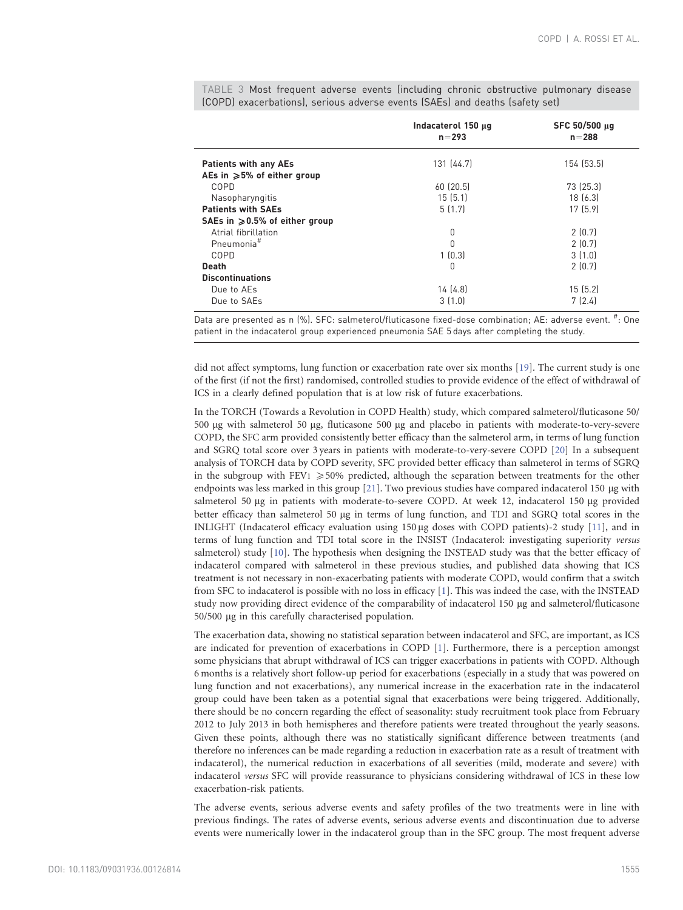TABLE 3 Most frequent adverse events (including chronic obstructive pulmonary disease (COPD) exacerbations), serious adverse events (SAEs) and deaths (safety set)

| | Indacaterol 150 μg n=293 | SFC 50/500 μg n=288 |
|---|---|---|
| **Patients with any AEs** | 131 (44.7) | 154 (53.5) |
| **AEs in ⩾5% of either group** | | |
| COPD | 60 (20.5) | 73 (25.3) |
| Nasopharyngitis | 15 (5.1) | 18 (6.3) |
| **Patients with SAEs** | 5 (1.7) | 17 (5.9) |
| **SAEs in ⩾0.5% of either group** | | |
| Atrial fibrillation | 0 | 2 (0.7) |
| Pneumonia[#] | 0 | 2 (0.7) |
| COPD | 1 (0.3) | 3 (1.0) |
| **Death** | 0 | 2 (0.7) |
| **Discontinuations** | | |
| Due to AEs | 14 (4.8) | 15 (5.2) |
| Due to SAEs | 3 (1.0) | 7 (2.4) |

Data are presented as n (%). SFC: salmeterol/fluticasone fixed-dose combination; AE: adverse event. [#]: One patient in the indacaterol group experienced pneumonia SAE 5 days after completing the study.

did not affect symptoms, lung function or exacerbation rate over six months [19]. The current study is one of the first (if not the first) randomised, controlled studies to provide evidence of the effect of withdrawal of ICS in a clearly defined population that is at low risk of future exacerbations.

In the TORCH (Towards a Revolution in COPD Health) study, which compared salmeterol/fluticasone 50/500 μg with salmeterol 50 μg, fluticasone 500 μg and placebo in patients with moderate-to-very-severe COPD, the SFC arm provided consistently better efficacy than the salmeterol arm, in terms of lung function and SGRQ total score over 3 years in patients with moderate-to-very-severe COPD [20] In a subsequent analysis of TORCH data by COPD severity, SFC provided better efficacy than salmeterol in terms of SGRQ in the subgroup with $FEV_1 \geqslant 50\%$ predicted, although the separation between treatments for the other endpoints was less marked in this group [21]. Two previous studies have compared indacaterol 150 μg with salmeterol 50 μg in patients with moderate-to-severe COPD. At week 12, indacaterol 150 μg provided better efficacy than salmeterol 50 μg in terms of lung function, and TDI and SGRQ total scores in the INLIGHT (Indacaterol efficacy evaluation using 150 μg doses with COPD patients)-2 study [11], and in terms of lung function and TDI total score in the INSIST (Indacaterol: investigating superiority *versus* salmeterol) study [10]. The hypothesis when designing the INSTEAD study was that the better efficacy of indacaterol compared with salmeterol in these previous studies, and published data showing that ICS treatment is not necessary in non-exacerbating patients with moderate COPD, would confirm that a switch from SFC to indacaterol is possible with no loss in efficacy [1]. This was indeed the case, with the INSTEAD study now providing direct evidence of the comparability of indacaterol 150 μg and salmeterol/fluticasone 50/500 μg in this carefully characterised population.

The exacerbation data, showing no statistical separation between indacaterol and SFC, are important, as ICS are indicated for prevention of exacerbations in COPD [1]. Furthermore, there is a perception amongst some physicians that abrupt withdrawal of ICS can trigger exacerbations in patients with COPD. Although 6 months is a relatively short follow-up period for exacerbations (especially in a study that was powered on lung function and not exacerbations), any numerical increase in the exacerbation rate in the indacaterol group could have been taken as a potential signal that exacerbations were being triggered. Additionally, there should be no concern regarding the effect of seasonality: study recruitment took place from February 2012 to July 2013 in both hemispheres and therefore patients were treated throughout the yearly seasons. Given these points, although there was no statistically significant difference between treatments (and therefore no inferences can be made regarding a reduction in exacerbation rate as a result of treatment with indacaterol), the numerical reduction in exacerbations of all severities (mild, moderate and severe) with indacaterol *versus* SFC will provide reassurance to physicians considering withdrawal of ICS in these low exacerbation-risk patients.

The adverse events, serious adverse events and safety profiles of the two treatments were in line with previous findings. The rates of adverse events, serious adverse events and discontinuation due to adverse events were numerically lower in the indacaterol group than in the SFC group. The most frequent adverse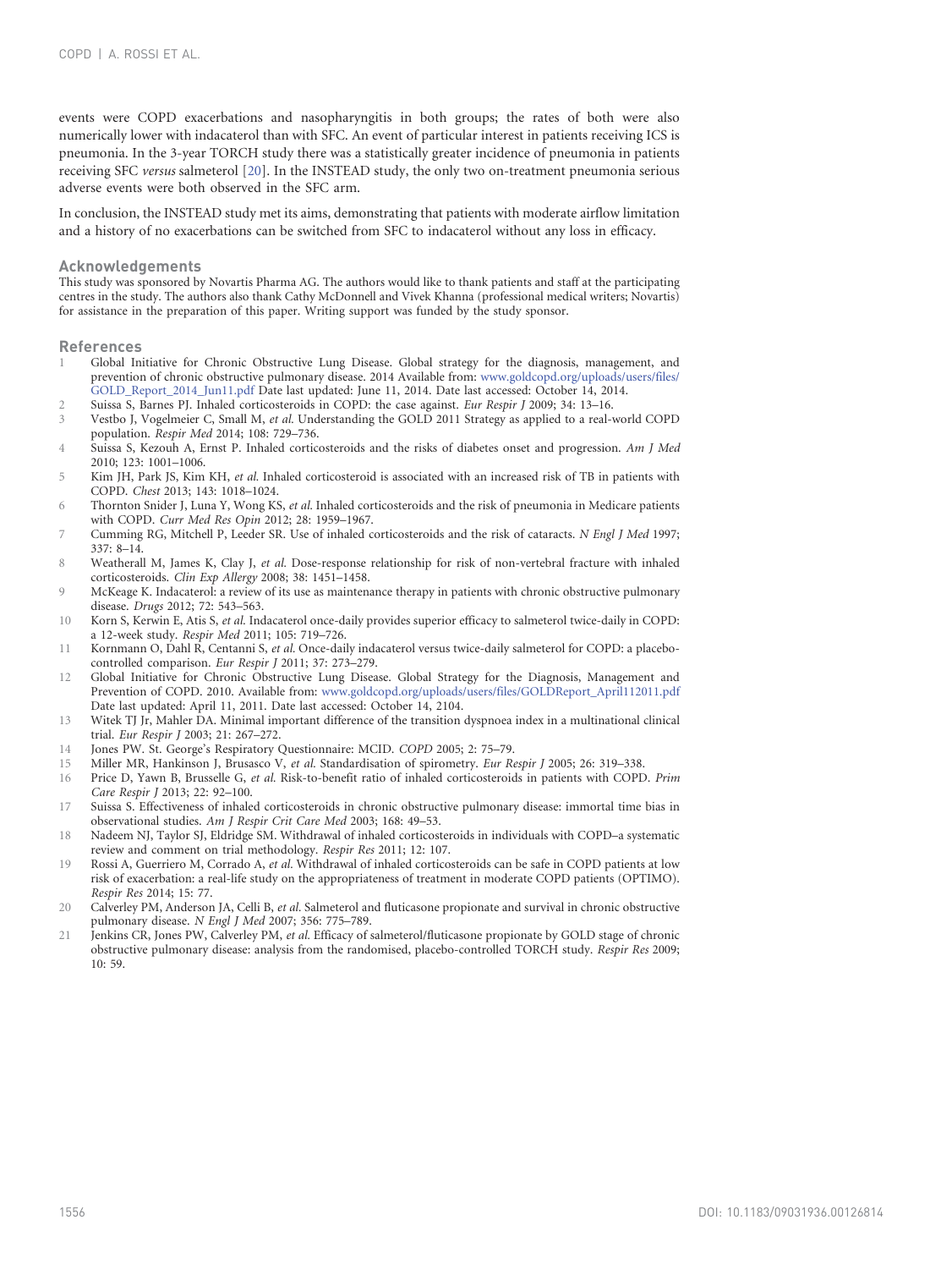events were COPD exacerbations and nasopharyngitis in both groups; the rates of both were also numerically lower with indacaterol than with SFC. An event of particular interest in patients receiving ICS is pneumonia. In the 3-year TORCH study there was a statistically greater incidence of pneumonia in patients receiving SFC *versus* salmeterol [20]. In the INSTEAD study, the only two on-treatment pneumonia serious adverse events were both observed in the SFC arm.

In conclusion, the INSTEAD study met its aims, demonstrating that patients with moderate airflow limitation and a history of no exacerbations can be switched from SFC to indacaterol without any loss in efficacy.

## Acknowledgements

This study was sponsored by Novartis Pharma AG. The authors would like to thank patients and staff at the participating centres in the study. The authors also thank Cathy McDonnell and Vivek Khanna (professional medical writers; Novartis) for assistance in the preparation of this paper. Writing support was funded by the study sponsor.

## References

1. Global Initiative for Chronic Obstructive Lung Disease. Global strategy for the diagnosis, management, and prevention of chronic obstructive pulmonary disease. 2014 Available from: www.goldcopd.org/uploads/users/files/GOLD_Report_2014_Jun11.pdf Date last updated: June 11, 2014. Date last accessed: October 14, 2014.
2. Suissa S, Barnes PJ. Inhaled corticosteroids in COPD: the case against. *Eur Respir J* 2009; 34: 13–16.
3. Vestbo J, Vogelmeier C, Small M, *et al.* Understanding the GOLD 2011 Strategy as applied to a real-world COPD population. *Respir Med* 2014; 108: 729–736.
4. Suissa S, Kezouh A, Ernst P. Inhaled corticosteroids and the risks of diabetes onset and progression. *Am J Med* 2010; 123: 1001–1006.
5. Kim JH, Park JS, Kim KH, *et al.* Inhaled corticosteroid is associated with an increased risk of TB in patients with COPD. *Chest* 2013; 143: 1018–1024.
6. Thornton Snider J, Luna Y, Wong KS, *et al.* Inhaled corticosteroids and the risk of pneumonia in Medicare patients with COPD. *Curr Med Res Opin* 2012; 28: 1959–1967.
7. Cumming RG, Mitchell P, Leeder SR. Use of inhaled corticosteroids and the risk of cataracts. *N Engl J Med* 1997; 337: 8–14.
8. Weatherall M, James K, Clay J, *et al.* Dose-response relationship for risk of non-vertebral fracture with inhaled corticosteroids. *Clin Exp Allergy* 2008; 38: 1451–1458.
9. McKeage K. Indacaterol: a review of its use as maintenance therapy in patients with chronic obstructive pulmonary disease. *Drugs* 2012; 72: 543–563.
10. Korn S, Kerwin E, Atis S, *et al.* Indacaterol once-daily provides superior efficacy to salmeterol twice-daily in COPD: a 12-week study. *Respir Med* 2011; 105: 719–726.
11. Kornmann O, Dahl R, Centanni S, *et al.* Once-daily indacaterol versus twice-daily salmeterol for COPD: a placebo-controlled comparison. *Eur Respir J* 2011; 37: 273–279.
12. Global Initiative for Chronic Obstructive Lung Disease. Global Strategy for the Diagnosis, Management and Prevention of COPD. 2010. Available from: www.goldcopd.org/uploads/users/files/GOLDReport_April112011.pdf Date last updated: April 11, 2011. Date last accessed: October 14, 2104.
13. Witek TJ Jr, Mahler DA. Minimal important difference of the transition dyspnoea index in a multinational clinical trial. *Eur Respir J* 2003; 21: 267–272.
14. Jones PW. St. George's Respiratory Questionnaire: MCID. *COPD* 2005; 2: 75–79.
15. Miller MR, Hankinson J, Brusasco V, *et al.* Standardisation of spirometry. *Eur Respir J* 2005; 26: 319–338.
16. Price D, Yawn B, Brusselle G, *et al.* Risk-to-benefit ratio of inhaled corticosteroids in patients with COPD. *Prim Care Respir J* 2013; 22: 92–100.
17. Suissa S. Effectiveness of inhaled corticosteroids in chronic obstructive pulmonary disease: immortal time bias in observational studies. *Am J Respir Crit Care Med* 2003; 168: 49–53.
18. Nadeem NJ, Taylor SJ, Eldridge SM. Withdrawal of inhaled corticosteroids in individuals with COPD–a systematic review and comment on trial methodology. *Respir Res* 2011; 12: 107.
19. Rossi A, Guerriero M, Corrado A, *et al.* Withdrawal of inhaled corticosteroids can be safe in COPD patients at low risk of exacerbation: a real-life study on the appropriateness of treatment in moderate COPD patients (OPTIMO). *Respir Res* 2014; 15: 77.
20. Calverley PM, Anderson JA, Celli B, *et al.* Salmeterol and fluticasone propionate and survival in chronic obstructive pulmonary disease. *N Engl J Med* 2007; 356: 775–789.
21. Jenkins CR, Jones PW, Calverley PM, *et al.* Efficacy of salmeterol/fluticasone propionate by GOLD stage of chronic obstructive pulmonary disease: analysis from the randomised, placebo-controlled TORCH study. *Respir Res* 2009; 10: 59.